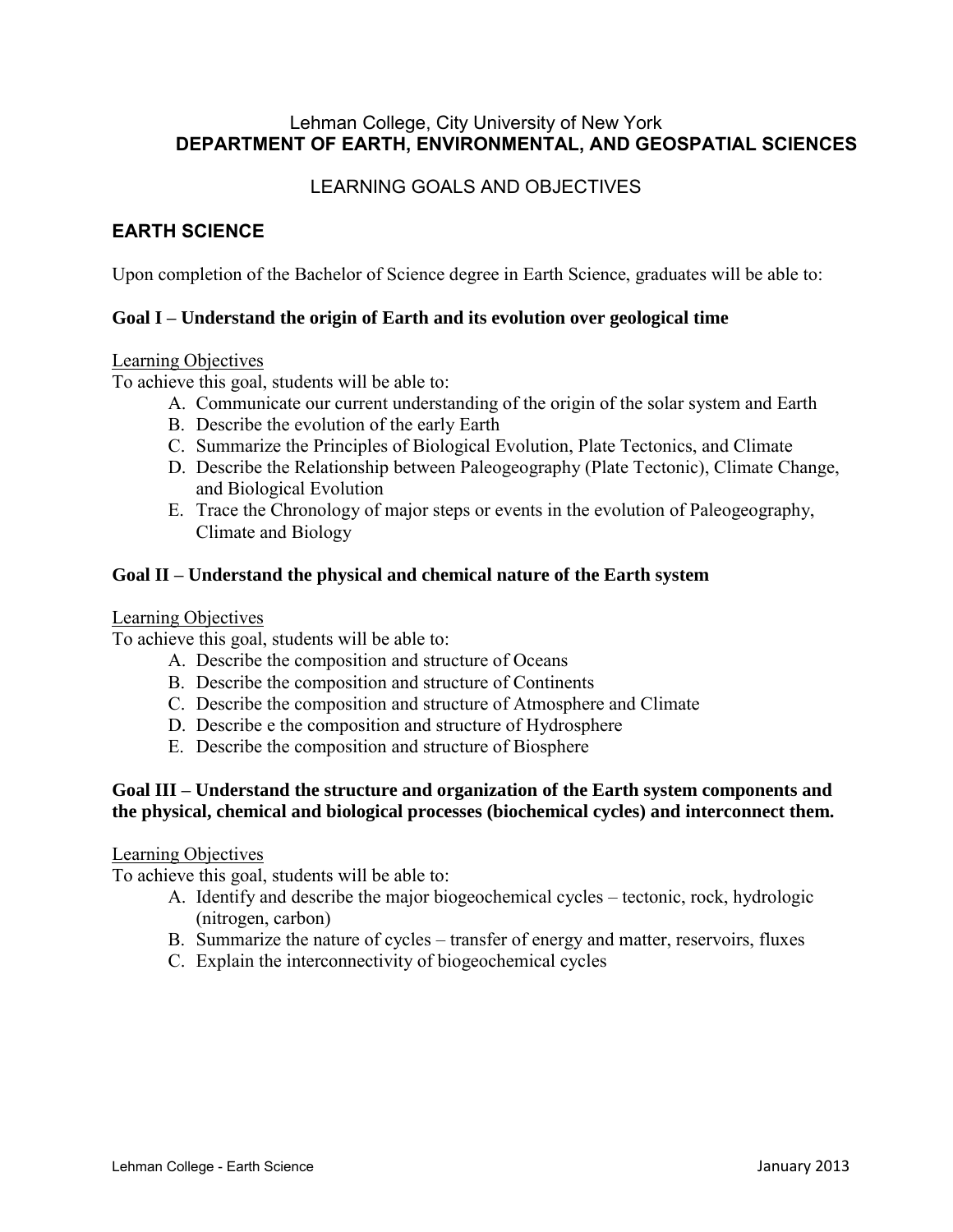Lehman College, City University of New York

# DEPARTMENT OF EARTH, ENVIRONMENTAL, AND GEOSPATIAL SCIENCES

LEARNING GOALS AND OBJECTIVES

## EARTH SCIENCE

Upon completion of the Bachelor of Science degree in Earth Science, graduates will be able to:

### Goal I – Understand the origin of Earth and its evolution over geological time

Learning Objectives

To achieve this goal, students will be able to:

A. Communicate our current understanding of the origin of the solar system and Earth
B. Describe the evolution of the early Earth
C. Summarize the Principles of Biological Evolution, Plate Tectonics, and Climate
D. Describe the Relationship between Paleogeography (Plate Tectonic), Climate Change, and Biological Evolution
E. Trace the Chronology of major steps or events in the evolution of Paleogeography, Climate and Biology

### Goal II – Understand the physical and chemical nature of the Earth system

Learning Objectives

To achieve this goal, students will be able to:

A. Describe the composition and structure of Oceans
B. Describe the composition and structure of Continents
C. Describe the composition and structure of Atmosphere and Climate
D. Describe e the composition and structure of Hydrosphere
E. Describe the composition and structure of Biosphere

### Goal III – Understand the structure and organization of the Earth system components and the physical, chemical and biological processes (biochemical cycles) and interconnect them.

Learning Objectives

To achieve this goal, students will be able to:

A. Identify and describe the major biogeochemical cycles – tectonic, rock, hydrologic (nitrogen, carbon)
B. Summarize the nature of cycles – transfer of energy and matter, reservoirs, fluxes
C. Explain the interconnectivity of biogeochemical cycles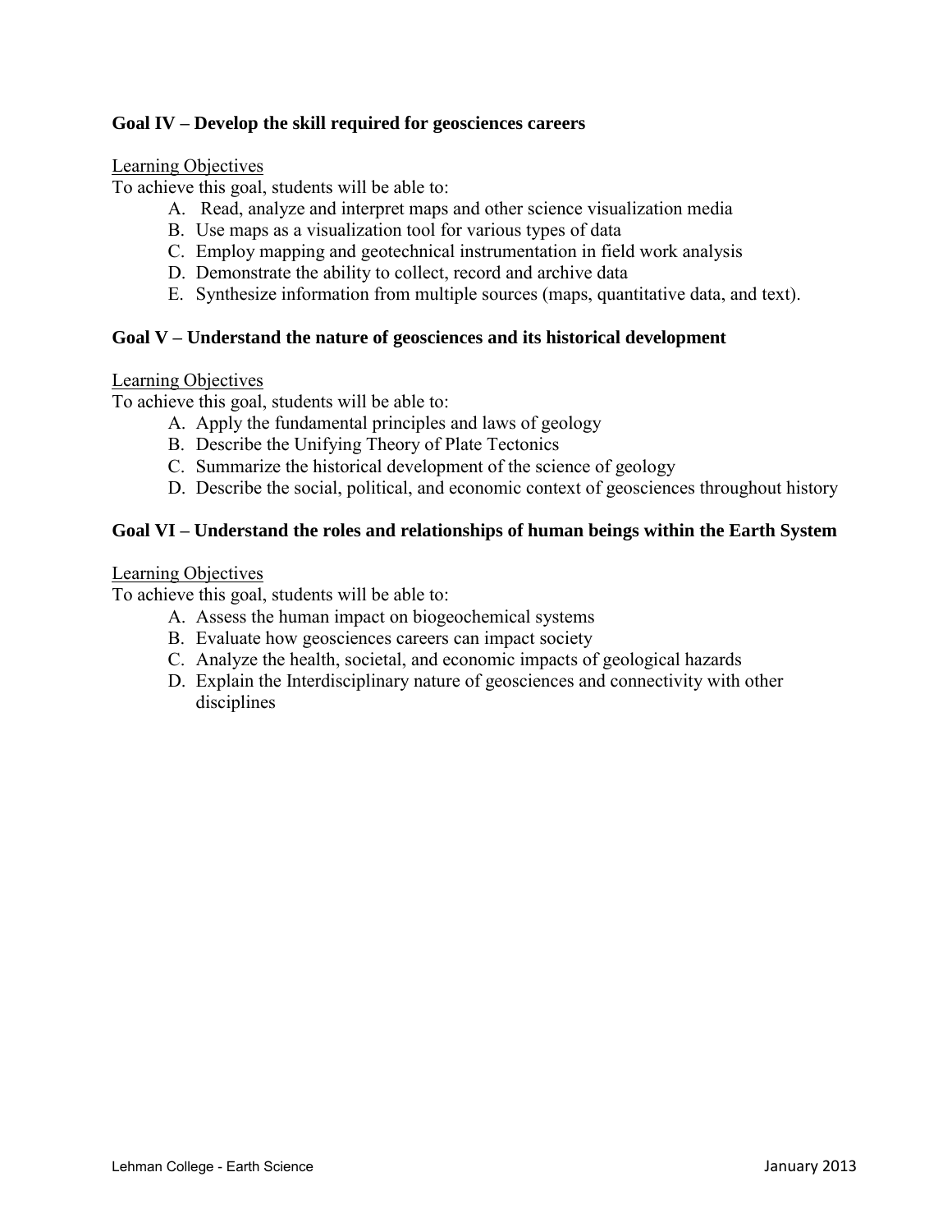**Goal IV – Develop the skill required for geosciences careers**

Learning Objectives

To achieve this goal, students will be able to:

A. Read, analyze and interpret maps and other science visualization media
B. Use maps as a visualization tool for various types of data
C. Employ mapping and geotechnical instrumentation in field work analysis
D. Demonstrate the ability to collect, record and archive data
E. Synthesize information from multiple sources (maps, quantitative data, and text).

**Goal V – Understand the nature of geosciences and its historical development**

Learning Objectives

To achieve this goal, students will be able to:

A. Apply the fundamental principles and laws of geology
B. Describe the Unifying Theory of Plate Tectonics
C. Summarize the historical development of the science of geology
D. Describe the social, political, and economic context of geosciences throughout history

**Goal VI – Understand the roles and relationships of human beings within the Earth System**

Learning Objectives

To achieve this goal, students will be able to:

A. Assess the human impact on biogeochemical systems
B. Evaluate how geosciences careers can impact society
C. Analyze the health, societal, and economic impacts of geological hazards
D. Explain the Interdisciplinary nature of geosciences and connectivity with other disciplines